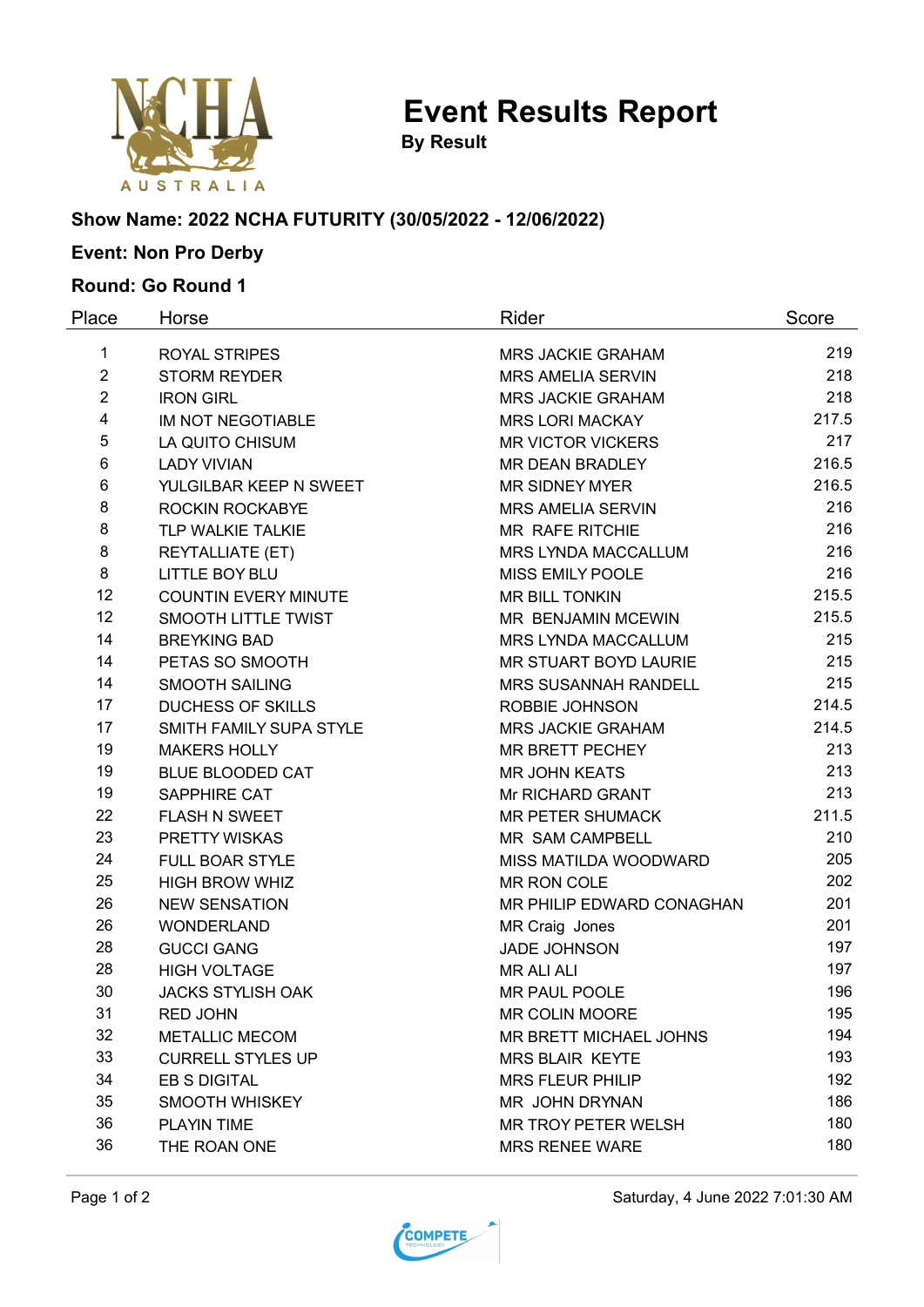# Event Results Report

**By Result**

### Show Name: 2022 NCHA FUTURITY (30/05/2022 - 12/06/2022)

### Event: Non Pro Derby

### Round: Go Round 1

| Place | Horse | Rider | Score |
|---|---|---|---|
| 1 | ROYAL STRIPES | MRS JACKIE GRAHAM | 219 |
| 2 | STORM REYDER | MRS AMELIA SERVIN | 218 |
| 2 | IRON GIRL | MRS JACKIE GRAHAM | 218 |
| 4 | IM NOT NEGOTIABLE | MRS LORI MACKAY | 217.5 |
| 5 | LA QUITO CHISUM | MR VICTOR VICKERS | 217 |
| 6 | LADY VIVIAN | MR DEAN BRADLEY | 216.5 |
| 6 | YULGILBAR KEEP N SWEET | MR SIDNEY MYER | 216.5 |
| 8 | ROCKIN ROCKABYE | MRS AMELIA SERVIN | 216 |
| 8 | TLP WALKIE TALKIE | MR RAFE RITCHIE | 216 |
| 8 | REYTALLIATE (ET) | MRS LYNDA MACCALLUM | 216 |
| 8 | LITTLE BOY BLU | MISS EMILY POOLE | 216 |
| 12 | COUNTIN EVERY MINUTE | MR BILL TONKIN | 215.5 |
| 12 | SMOOTH LITTLE TWIST | MR BENJAMIN MCEWIN | 215.5 |
| 14 | BREYKING BAD | MRS LYNDA MACCALLUM | 215 |
| 14 | PETAS SO SMOOTH | MR STUART BOYD LAURIE | 215 |
| 14 | SMOOTH SAILING | MRS SUSANNAH RANDELL | 215 |
| 17 | DUCHESS OF SKILLS | ROBBIE JOHNSON | 214.5 |
| 17 | SMITH FAMILY SUPA STYLE | MRS JACKIE GRAHAM | 214.5 |
| 19 | MAKERS HOLLY | MR BRETT PECHEY | 213 |
| 19 | BLUE BLOODED CAT | MR JOHN KEATS | 213 |
| 19 | SAPPHIRE CAT | Mr RICHARD GRANT | 213 |
| 22 | FLASH N SWEET | MR PETER SHUMACK | 211.5 |
| 23 | PRETTY WISKAS | MR SAM CAMPBELL | 210 |
| 24 | FULL BOAR STYLE | MISS MATILDA WOODWARD | 205 |
| 25 | HIGH BROW WHIZ | MR RON COLE | 202 |
| 26 | NEW SENSATION | MR PHILIP EDWARD CONAGHAN | 201 |
| 26 | WONDERLAND | MR Craig Jones | 201 |
| 28 | GUCCI GANG | JADE JOHNSON | 197 |
| 28 | HIGH VOLTAGE | MR ALI ALI | 197 |
| 30 | JACKS STYLISH OAK | MR PAUL POOLE | 196 |
| 31 | RED JOHN | MR COLIN MOORE | 195 |
| 32 | METALLIC MECOM | MR BRETT MICHAEL JOHNS | 194 |
| 33 | CURRELL STYLES UP | MRS BLAIR KEYTE | 193 |
| 34 | EB S DIGITAL | MRS FLEUR PHILIP | 192 |
| 35 | SMOOTH WHISKEY | MR JOHN DRYNAN | 186 |
| 36 | PLAYIN TIME | MR TROY PETER WELSH | 180 |
| 36 | THE ROAN ONE | MRS RENEE WARE | 180 |

Saturday, 4 June 2022 7:01:30 AM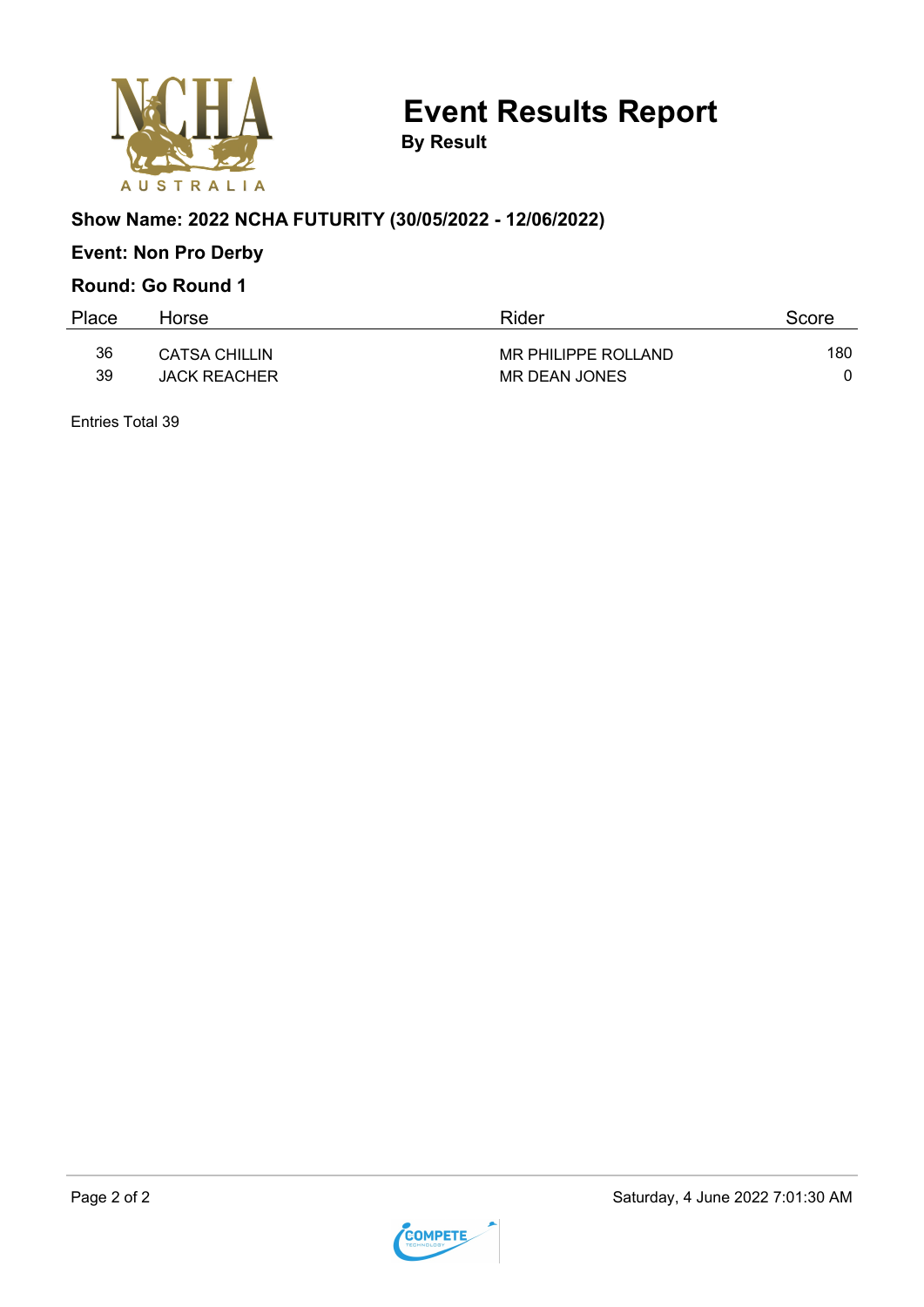# Event Results Report

**By Result**

**Show Name: 2022 NCHA FUTURITY (30/05/2022 - 12/06/2022)**

**Event: Non Pro Derby**

**Round: Go Round 1**

| Place | Horse | Rider | Score |
|---|---|---|---|
| 36 | CATSA CHILLIN | MR PHILIPPE ROLLAND | 180 |
| 39 | JACK REACHER | MR DEAN JONES | 0 |

Entries Total 39

Saturday, 4 June 2022 7:01:30 AM